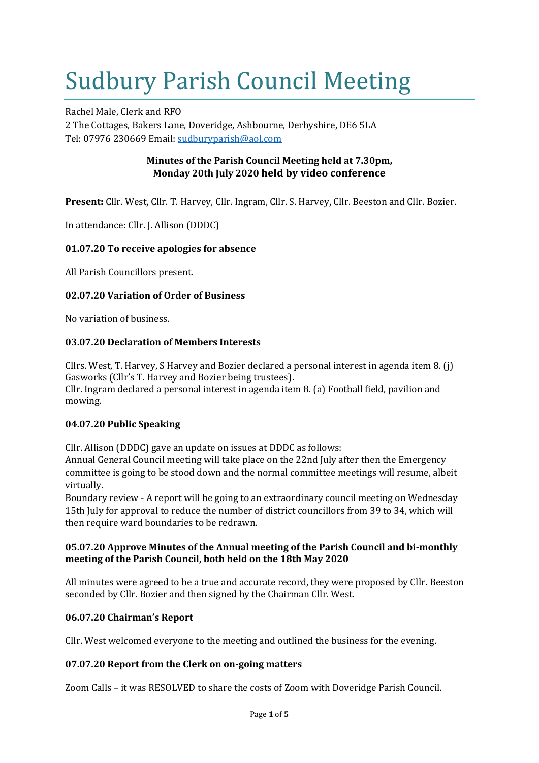# Sudbury Parish Council Meeting

Rachel Male, Clerk and RFO
2 The Cottages, Bakers Lane, Doveridge, Ashbourne, Derbyshire, DE6 5LA
Tel: 07976 230669 Email: sudburyparish@aol.com

**Minutes of the Parish Council Meeting held at 7.30pm,**
**Monday 20th July 2020 held by video conference**

**Present:** Cllr. West, Cllr. T. Harvey, Cllr. Ingram, Cllr. S. Harvey, Cllr. Beeston and Cllr. Bozier.

In attendance: Cllr. J. Allison (DDDC)

### 01.07.20 To receive apologies for absence

All Parish Councillors present.

### 02.07.20 Variation of Order of Business

No variation of business.

### 03.07.20 Declaration of Members Interests

Cllrs. West, T. Harvey, S Harvey and Bozier declared a personal interest in agenda item 8. (j) Gasworks (Cllr's T. Harvey and Bozier being trustees).
Cllr. Ingram declared a personal interest in agenda item 8. (a) Football field, pavilion and mowing.

### 04.07.20 Public Speaking

Cllr. Allison (DDDC) gave an update on issues at DDDC as follows:
Annual General Council meeting will take place on the 22nd July after then the Emergency committee is going to be stood down and the normal committee meetings will resume, albeit virtually.
Boundary review - A report will be going to an extraordinary council meeting on Wednesday 15th July for approval to reduce the number of district councillors from 39 to 34, which will then require ward boundaries to be redrawn.

### 05.07.20 Approve Minutes of the Annual meeting of the Parish Council and bi-monthly meeting of the Parish Council, both held on the 18th May 2020

All minutes were agreed to be a true and accurate record, they were proposed by Cllr. Beeston seconded by Cllr. Bozier and then signed by the Chairman Cllr. West.

### 06.07.20 Chairman's Report

Cllr. West welcomed everyone to the meeting and outlined the business for the evening.

### 07.07.20 Report from the Clerk on on-going matters

Zoom Calls – it was RESOLVED to share the costs of Zoom with Doveridge Parish Council.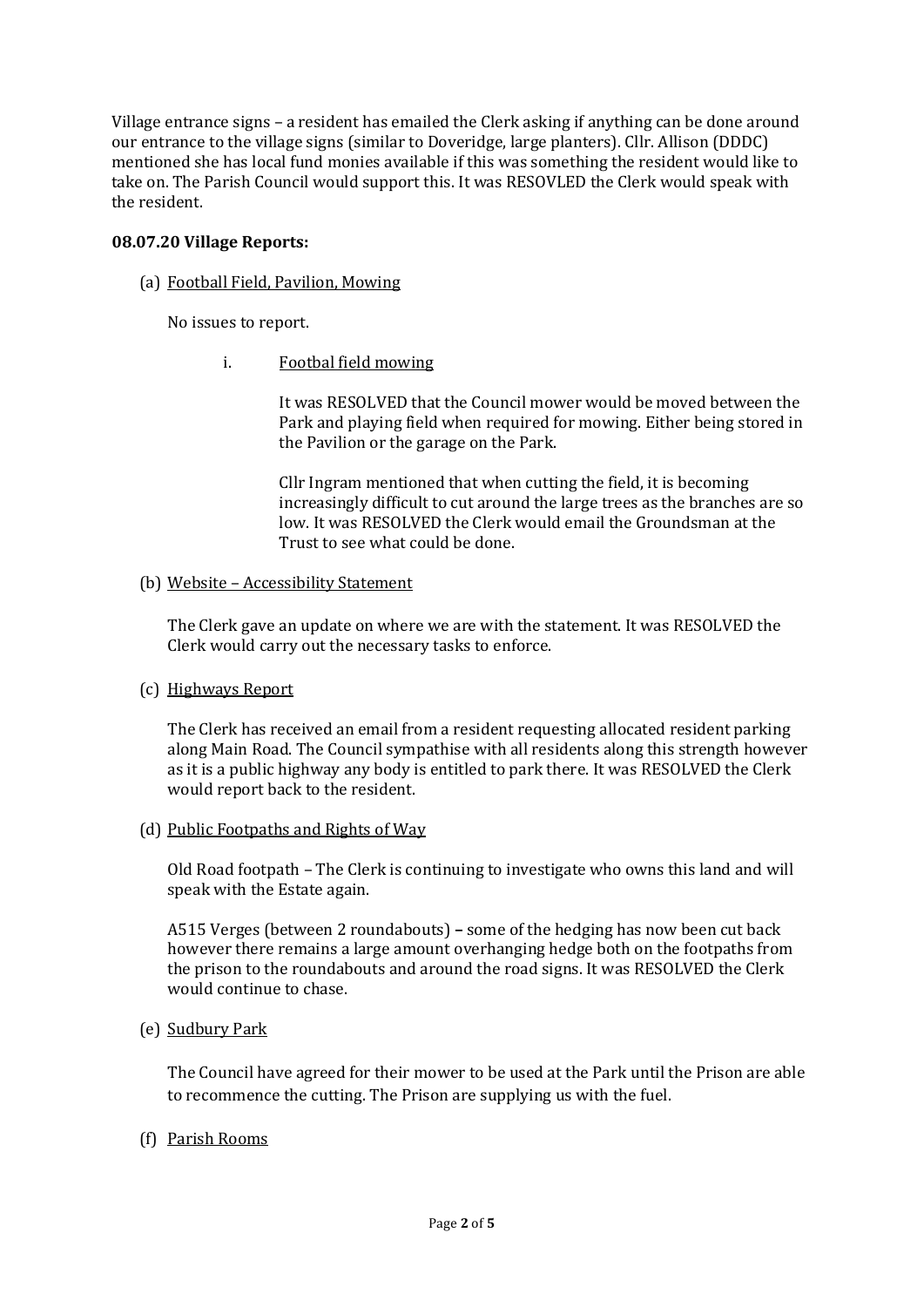Village entrance signs – a resident has emailed the Clerk asking if anything can be done around our entrance to the village signs (similar to Doveridge, large planters). Cllr. Allison (DDDC) mentioned she has local fund monies available if this was something the resident would like to take on. The Parish Council would support this. It was RESOVLED the Clerk would speak with the resident.

**08.07.20 Village Reports:**

(a) Football Field, Pavilion, Mowing

No issues to report.

i. Footbal field mowing

It was RESOLVED that the Council mower would be moved between the Park and playing field when required for mowing. Either being stored in the Pavilion or the garage on the Park.

Cllr Ingram mentioned that when cutting the field, it is becoming increasingly difficult to cut around the large trees as the branches are so low. It was RESOLVED the Clerk would email the Groundsman at the Trust to see what could be done.

(b) Website – Accessibility Statement

The Clerk gave an update on where we are with the statement. It was RESOLVED the Clerk would carry out the necessary tasks to enforce.

(c) Highways Report

The Clerk has received an email from a resident requesting allocated resident parking along Main Road. The Council sympathise with all residents along this strength however as it is a public highway any body is entitled to park there. It was RESOLVED the Clerk would report back to the resident.

(d) Public Footpaths and Rights of Way

Old Road footpath – The Clerk is continuing to investigate who owns this land and will speak with the Estate again.

A515 Verges (between 2 roundabouts) – some of the hedging has now been cut back however there remains a large amount overhanging hedge both on the footpaths from the prison to the roundabouts and around the road signs. It was RESOLVED the Clerk would continue to chase.

(e) Sudbury Park

The Council have agreed for their mower to be used at the Park until the Prison are able to recommence the cutting. The Prison are supplying us with the fuel.

(f) Parish Rooms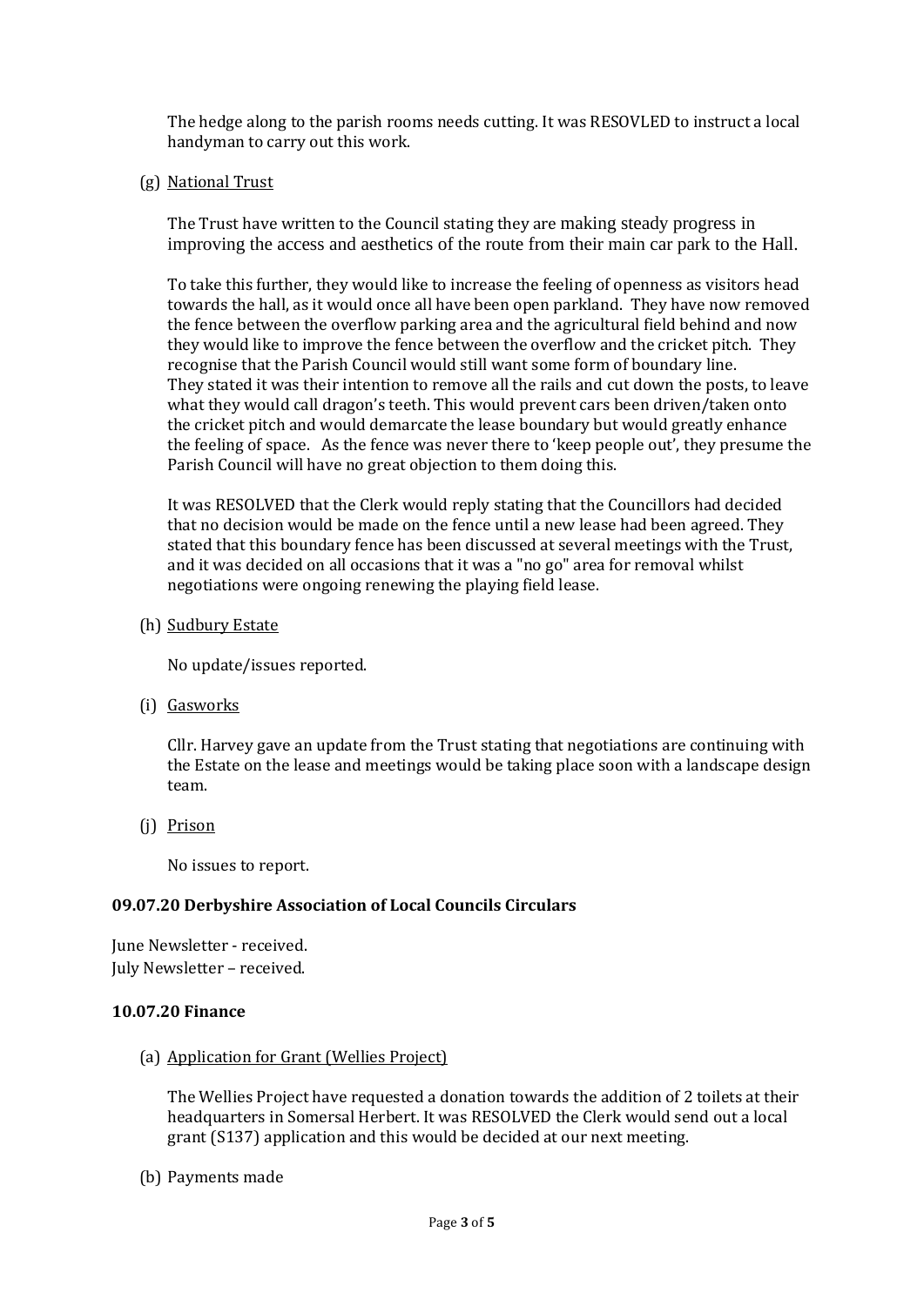The hedge along to the parish rooms needs cutting. It was RESOVLED to instruct a local handyman to carry out this work.

(g) National Trust

The Trust have written to the Council stating they are making steady progress in improving the access and aesthetics of the route from their main car park to the Hall.

To take this further, they would like to increase the feeling of openness as visitors head towards the hall, as it would once all have been open parkland. They have now removed the fence between the overflow parking area and the agricultural field behind and now they would like to improve the fence between the overflow and the cricket pitch. They recognise that the Parish Council would still want some form of boundary line. They stated it was their intention to remove all the rails and cut down the posts, to leave what they would call dragon's teeth. This would prevent cars been driven/taken onto the cricket pitch and would demarcate the lease boundary but would greatly enhance the feeling of space. As the fence was never there to 'keep people out', they presume the Parish Council will have no great objection to them doing this.

It was RESOLVED that the Clerk would reply stating that the Councillors had decided that no decision would be made on the fence until a new lease had been agreed. They stated that this boundary fence has been discussed at several meetings with the Trust, and it was decided on all occasions that it was a "no go" area for removal whilst negotiations were ongoing renewing the playing field lease.

(h) Sudbury Estate

No update/issues reported.

(i) Gasworks

Cllr. Harvey gave an update from the Trust stating that negotiations are continuing with the Estate on the lease and meetings would be taking place soon with a landscape design team.

(j) Prison

No issues to report.

**09.07.20 Derbyshire Association of Local Councils Circulars**

June Newsletter - received.
July Newsletter – received.

**10.07.20 Finance**

(a) Application for Grant (Wellies Project)

The Wellies Project have requested a donation towards the addition of 2 toilets at their headquarters in Somersal Herbert. It was RESOLVED the Clerk would send out a local grant (S137) application and this would be decided at our next meeting.

(b) Payments made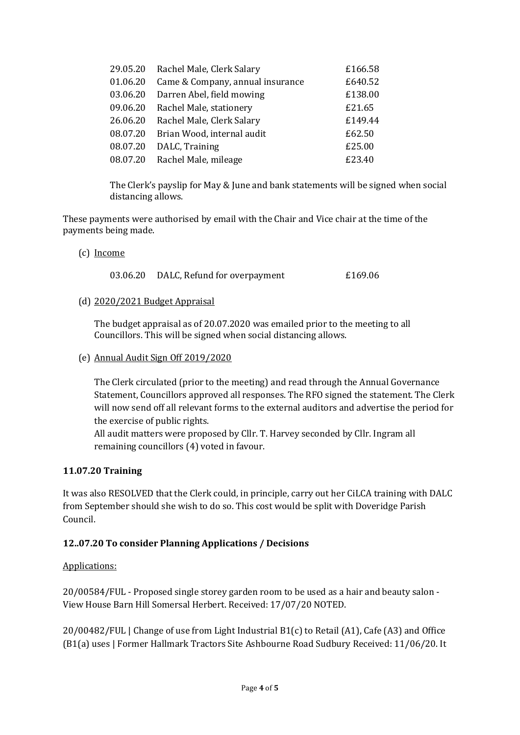| | | |
|---|---|---|
| 29.05.20 | Rachel Male, Clerk Salary | £166.58 |
| 01.06.20 | Came & Company, annual insurance | £640.52 |
| 03.06.20 | Darren Abel, field mowing | £138.00 |
| 09.06.20 | Rachel Male, stationery | £21.65 |
| 26.06.20 | Rachel Male, Clerk Salary | £149.44 |
| 08.07.20 | Brian Wood, internal audit | £62.50 |
| 08.07.20 | DALC, Training | £25.00 |
| 08.07.20 | Rachel Male, mileage | £23.40 |

The Clerk's payslip for May & June and bank statements will be signed when social distancing allows.

These payments were authorised by email with the Chair and Vice chair at the time of the payments being made.

(c) Income

| | | |
|---|---|---|
| 03.06.20 | DALC, Refund for overpayment | £169.06 |

(d) 2020/2021 Budget Appraisal

The budget appraisal as of 20.07.2020 was emailed prior to the meeting to all Councillors. This will be signed when social distancing allows.

(e) Annual Audit Sign Off 2019/2020

The Clerk circulated (prior to the meeting) and read through the Annual Governance Statement, Councillors approved all responses. The RFO signed the statement. The Clerk will now send off all relevant forms to the external auditors and advertise the period for the exercise of public rights.
All audit matters were proposed by Cllr. T. Harvey seconded by Cllr. Ingram all remaining councillors (4) voted in favour.

**11.07.20 Training**

It was also RESOLVED that the Clerk could, in principle, carry out her CiLCA training with DALC from September should she wish to do so. This cost would be split with Doveridge Parish Council.

**12..07.20 To consider Planning Applications / Decisions**

Applications:

20/00584/FUL - Proposed single storey garden room to be used as a hair and beauty salon - View House Barn Hill Somersal Herbert. Received: 17/07/20 NOTED.

20/00482/FUL | Change of use from Light Industrial B1(c) to Retail (A1), Cafe (A3) and Office (B1(a) uses | Former Hallmark Tractors Site Ashbourne Road Sudbury Received: 11/06/20. It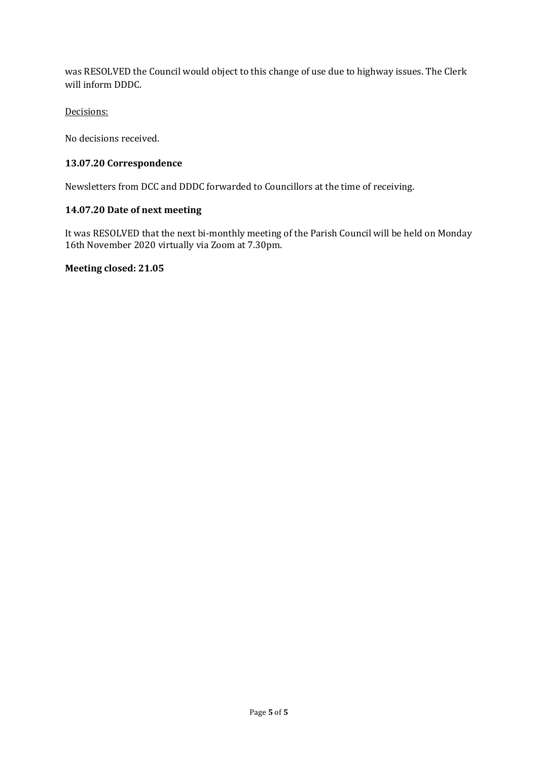was RESOLVED the Council would object to this change of use due to highway issues. The Clerk will inform DDDC.

Decisions:

No decisions received.

**13.07.20 Correspondence**

Newsletters from DCC and DDDC forwarded to Councillors at the time of receiving.

**14.07.20 Date of next meeting**

It was RESOLVED that the next bi-monthly meeting of the Parish Council will be held on Monday 16th November 2020 virtually via Zoom at 7.30pm.

**Meeting closed: 21.05**